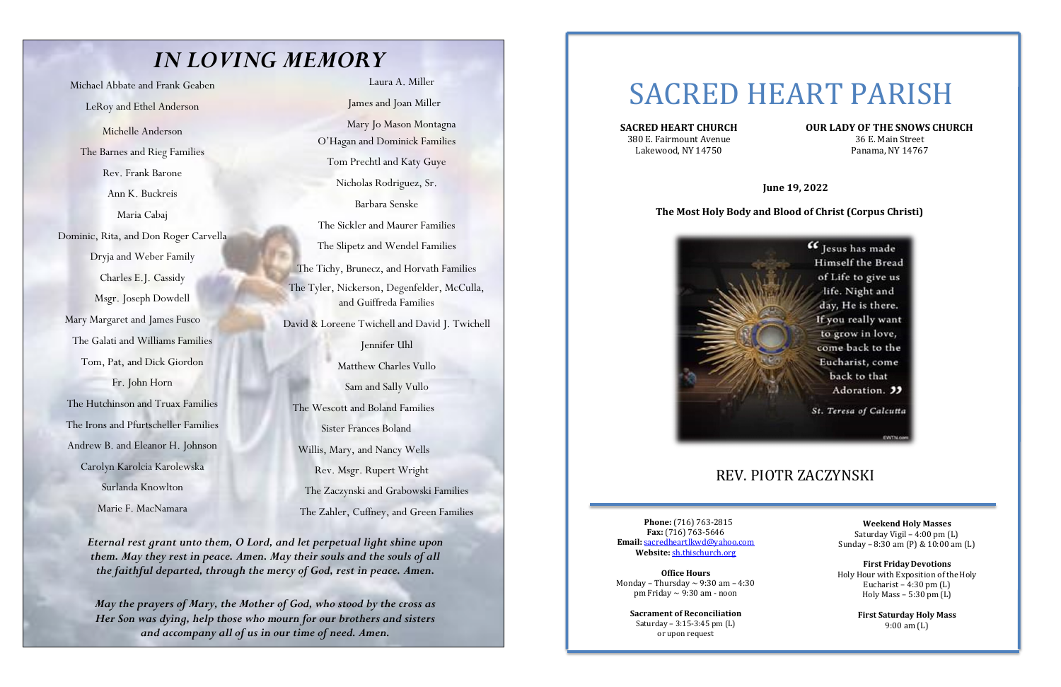# IN LOVING MEMORY

Michael Abbate and Frank Geaben

LeRoy and Ethel Anderson

Michelle Anderson

The Barnes and Rieg Families

Rev. Frank Barone

Ann K. Buckreis

Maria Cabaj

Dominic, Rita, and Don Roger Carvella

Dryja and Weber Family

Charles E.J. Cassidy

Msgr. Joseph Dowdell

Mary Margaret and James Fusco

The Galati and Williams Families

Tom, Pat, and Dick Giordon

Fr. John Horn

The Hutchinson and Truax Families

The Irons and Pfurtscheller Families

Andrew B. and Eleanor H. Johnson

Carolyn Karolcia Karolewska

Surlanda Knowlton

Marie F. MacNamara

Laura A. Miller

James and Joan Miller

Mary Jo Mason Montagna

O'Hagan and Dominick Families

Tom Prechtl and Katy Guye

Nicholas Rodriguez, Sr.

Barbara Senske

The Sickler and Maurer Families

The Slipetz and Wendel Families

The Tichy, Brunecz, and Horvath Families

The Tyler, Nickerson, Degenfelder, McCulla, and Guiffreda Families

David & Loreene Twichell and David J. Twichell

Jennifer Uhl

Matthew Charles Vullo

Sam and Sally Vullo

The Wescott and Boland Families

Sister Frances Boland

Willis, Mary, and Nancy Wells

Rev. Msgr. Rupert Wright

The Zaczynski and Grabowski Families

The Zahler, Cuffney, and Green Families

***Eternal rest grant unto them, O Lord, and let perpetual light shine upon them. May they rest in peace. Amen. May their souls and the souls of all the faithful departed, through the mercy of God, rest in peace. Amen.***

***May the prayers of Mary, the Mother of God, who stood by the cross as Her Son was dying, help those who mourn for our brothers and sisters and accompany all of us in our time of need. Amen.***

# SACRED HEART PARISH

**SACRED HEART CHURCH**
380 E. Fairmount Avenue
Lakewood, NY 14750

**OUR LADY OF THE SNOWS CHURCH**
36 E. Main Street
Panama, NY 14767

**June 19, 2022**

**The Most Holy Body and Blood of Christ (Corpus Christi)**

"Jesus has made Himself the Bread of Life to give us life. Night and day, He is there. If you really want to grow in love, come back to the Eucharist, come back to that Adoration."

*St. Teresa of Calcutta*

EWTN.com

## REV. PIOTR ZACZYNSKI

**Phone:** (716) 763-2815
**Fax:** (716) 763-5646
**Email:** sacredheartlkwd@yahoo.com
**Website:** sh.thischurch.org

**Office Hours**
Monday – Thursday ~ 9:30 am – 4:30 pm Friday ~ 9:30 am - noon

**Sacrament of Reconciliation**
Saturday – 3:15-3:45 pm (L)
or upon request

**Weekend Holy Masses**
Saturday Vigil – 4:00 pm (L)
Sunday – 8:30 am (P) & 10:00 am (L)

**First Friday Devotions**
Holy Hour with Exposition of the Holy Eucharist – 4:30 pm (L)
Holy Mass – 5:30 pm (L)

**First Saturday Holy Mass**
9:00 am (L)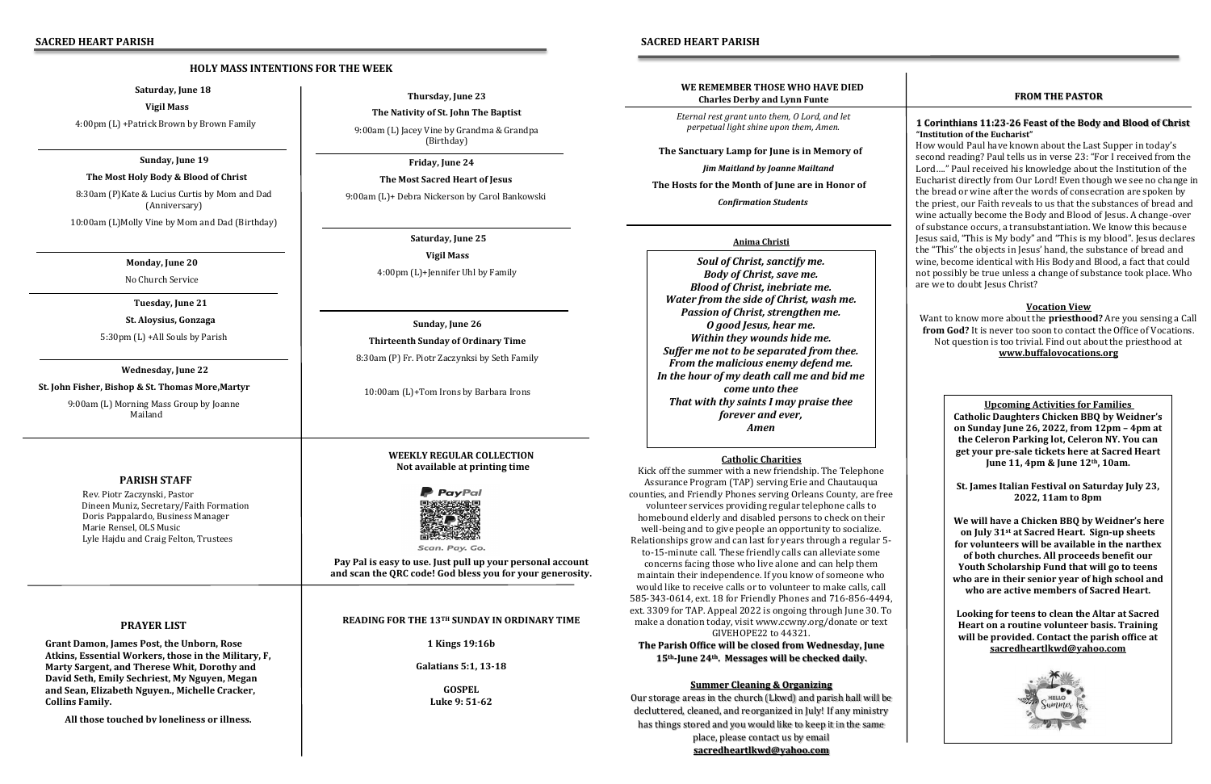## HOLY MASS INTENTIONS FOR THE WEEK

**Saturday, June 18**

**Vigil Mass**

4:00pm (L) +Patrick Brown by Brown Family

**Sunday, June 19**

**The Most Holy Body & Blood of Christ**

8:30am (P)Kate & Lucius Curtis by Mom and Dad (Anniversary)

10:00am (L)Molly Vine by Mom and Dad (Birthday)

**Monday, June 20**

No Church Service

**Tuesday, June 21**

**St. Aloysius, Gonzaga**

5:30pm (L) +All Souls by Parish

**Wednesday, June 22**

**St. John Fisher, Bishop & St. Thomas More,Martyr**

9:00am (L) Morning Mass Group by Joanne Mailand

**Thursday, June 23**

**The Nativity of St. John The Baptist**

9:00am (L) Jacey Vine by Grandma & Grandpa (Birthday)

**Friday, June 24**

**The Most Sacred Heart of Jesus**

9:00am (L)+ Debra Nickerson by Carol Bankowski

**Saturday, June 25**

**Vigil Mass**

4:00pm (L)+Jennifer Uhl by Family

**Sunday, June 26**

**Thirteenth Sunday of Ordinary Time**

8:30am (P) Fr. Piotr Zaczynksi by Seth Family

10:00am (L)+Tom Irons by Barbara Irons

## PARISH STAFF

Rev. Piotr Zaczynski, Pastor
Dineen Muniz, Secretary/Faith Formation
Doris Pappalardo, Business Manager
Marie Rensel, OLS Music
Lyle Hajdu and Craig Felton, Trustees

## WEEKLY REGULAR COLLECTION
**Not available at printing time**

PayPal

Scan. Pay. Go.

**Pay Pal is easy to use. Just pull up your personal account and scan the QRC code! God bless you for your generosity.**

## PRAYER LIST

**Grant Damon, James Post, the Unborn, Rose Atkins, Essential Workers, those in the Military, F, Marty Sargent, and Therese Whit, Dorothy and David Seth, Emily Sechriest, My Nguyen, Megan and Sean, Elizabeth Nguyen., Michelle Cracker, Collins Family.**

**All those touched by loneliness or illness.**

## READING FOR THE 13TH SUNDAY IN ORDINARY TIME

**1 Kings 19:16b**

**Galatians 5:1, 13-18**

**GOSPEL**
**Luke 9: 51-62**

## WE REMEMBER THOSE WHO HAVE DIED
**Charles Derby and Lynn Funte**

*Eternal rest grant unto them, O Lord, and let perpetual light shine upon them, Amen.*

**The Sanctuary Lamp for June is in Memory of**

***Jim Maitland by Joanne Mailtand***

**The Hosts for the Month of June are in Honor of**

***Confirmation Students***

**Anima Christi**

***Soul of Christ, sanctify me.***
***Body of Christ, save me.***
***Blood of Christ, inebriate me.***
***Water from the side of Christ, wash me.***
***Passion of Christ, strengthen me.***
***O good Jesus, hear me.***
***Within they wounds hide me.***
***Suffer me not to be separated from thee.***
***From the malicious enemy defend me.***
***In the hour of my death call me and bid me come unto thee***
***That with thy saints I may praise thee forever and ever,***
***Amen***

**Catholic Charities**

Kick off the summer with a new friendship. The Telephone Assurance Program (TAP) serving Erie and Chautauqua counties, and Friendly Phones serving Orleans County, are free volunteer services providing regular telephone calls to homebound elderly and disabled persons to check on their well-being and to give people an opportunity to socialize. Relationships grow and can last for years through a regular 5-to-15-minute call. These friendly calls can alleviate some concerns facing those who live alone and can help them maintain their independence. If you know of someone who would like to receive calls or to volunteer to make calls, call 585-343-0614, ext. 18 for Friendly Phones and 716-856-4494, ext. 3309 for TAP. Appeal 2022 is ongoing through June 30. To make a donation today, visit www.ccwny.org/donate or text GIVEHOPE22 to 44321.

**The Parish Office will be closed from Wednesday, June 15th-June 24th. Messages will be checked daily.**

**Summer Cleaning & Organizing**

Our storage areas in the church (Lkwd) and parish hall will be decluttered, cleaned, and reorganized in July! If any ministry has things stored and you would like to keep it in the same place, please contact us by email **sacredheartlkwd@yahoo.com**

## FROM THE PASTOR

**1 Corinthians 11:23-26 Feast of the Body and Blood of Christ**
**"Institution of the Eucharist"**

How would Paul have known about the Last Supper in today's second reading? Paul tells us in verse 23: "For I received from the Lord…." Paul received his knowledge about the Institution of the Eucharist directly from Our Lord! Even though we see no change in the bread or wine after the words of consecration are spoken by the priest, our Faith reveals to us that the substances of bread and wine actually become the Body and Blood of Jesus. A change-over of substance occurs, a transubstantiation. We know this because Jesus said, "This is My body" and "This is my blood". Jesus declares the "This" the objects in Jesus' hand, the substance of bread and wine, become identical with His Body and Blood, a fact that could not possibly be true unless a change of substance took place. Who are we to doubt Jesus Christ?

**Vocation View**

Want to know more about the **priesthood?** Are you sensing a Call **from God?** It is never too soon to contact the Office of Vocations. Not question is too trivial. Find out about the priesthood at **www.buffalovocations.org**

**Upcoming Activities for Families**
**Catholic Daughters Chicken BBQ by Weidner's on Sunday June 26, 2022, from 12pm – 4pm at the Celeron Parking lot, Celeron NY. You can get your pre-sale tickets here at Sacred Heart June 11, 4pm & June 12th, 10am.**

**St. James Italian Festival on Saturday July 23, 2022, 11am to 8pm**

**We will have a Chicken BBQ by Weidner's here on July 31st at Sacred Heart. Sign-up sheets for volunteers will be available in the narthex of both churches. All proceeds benefit our Youth Scholarship Fund that will go to teens who are in their senior year of high school and who are active members of Sacred Heart.**

**Looking for teens to clean the Altar at Sacred Heart on a routine volunteer basis. Training will be provided. Contact the parish office at sacredheartlkwd@yahoo.com**